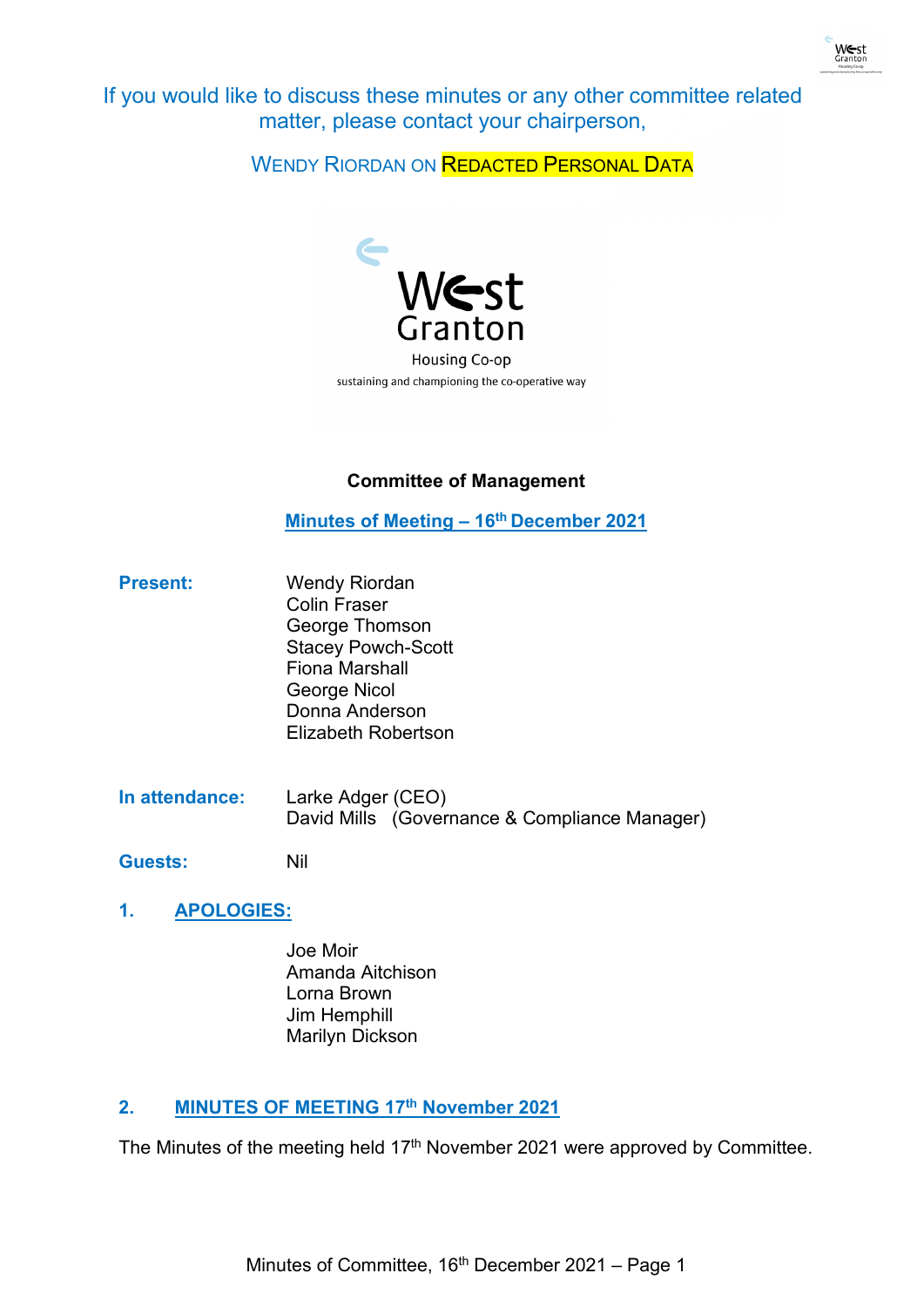If you would like to discuss these minutes or any other committee related matter, please contact your chairperson,

WENDY RIORDAN ON REDACTED PERSONAL DATA

West Granton Housing Co-op

sustaining and championing the co-operative way

**Committee of Management**

**Minutes of Meeting – 16th December 2021**

**Present:**

Wendy Riordan
Colin Fraser
George Thomson
Stacey Powch-Scott
Fiona Marshall
George Nicol
Donna Anderson
Elizabeth Robertson

**In attendance:**

Larke Adger (CEO)
David Mills (Governance & Compliance Manager)

**Guests:** Nil

## 1. APOLOGIES:

Joe Moir
Amanda Aitchison
Lorna Brown
Jim Hemphill
Marilyn Dickson

## 2. MINUTES OF MEETING 17th November 2021

The Minutes of the meeting held 17th November 2021 were approved by Committee.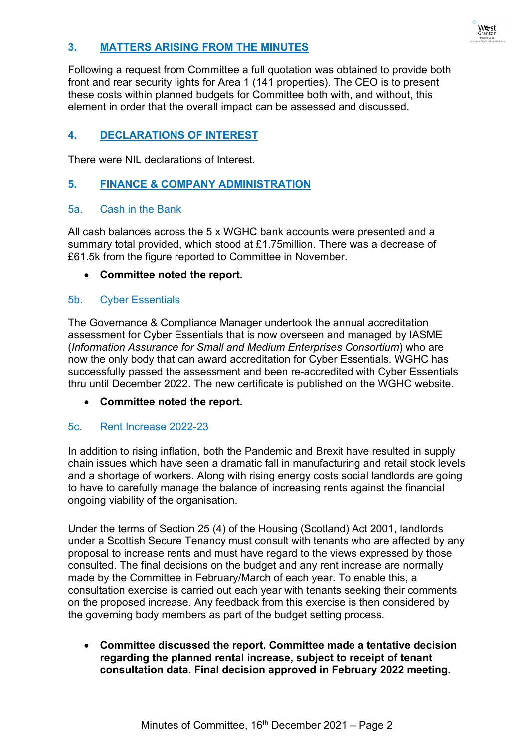## 3. MATTERS ARISING FROM THE MINUTES

Following a request from Committee a full quotation was obtained to provide both front and rear security lights for Area 1 (141 properties). The CEO is to present these costs within planned budgets for Committee both with, and without, this element in order that the overall impact can be assessed and discussed.

## 4. DECLARATIONS OF INTEREST

There were NIL declarations of Interest.

## 5. FINANCE & COMPANY ADMINISTRATION

### 5a. Cash in the Bank

All cash balances across the 5 x WGHC bank accounts were presented and a summary total provided, which stood at £1.75million. There was a decrease of £61.5k from the figure reported to Committee in November.

- **Committee noted the report.**

### 5b. Cyber Essentials

The Governance & Compliance Manager undertook the annual accreditation assessment for Cyber Essentials that is now overseen and managed by IASME (*Information Assurance for Small and Medium Enterprises Consortium*) who are now the only body that can award accreditation for Cyber Essentials. WGHC has successfully passed the assessment and been re-accredited with Cyber Essentials thru until December 2022. The new certificate is published on the WGHC website.

- **Committee noted the report.**

### 5c. Rent Increase 2022-23

In addition to rising inflation, both the Pandemic and Brexit have resulted in supply chain issues which have seen a dramatic fall in manufacturing and retail stock levels and a shortage of workers. Along with rising energy costs social landlords are going to have to carefully manage the balance of increasing rents against the financial ongoing viability of the organisation.

Under the terms of Section 25 (4) of the Housing (Scotland) Act 2001, landlords under a Scottish Secure Tenancy must consult with tenants who are affected by any proposal to increase rents and must have regard to the views expressed by those consulted. The final decisions on the budget and any rent increase are normally made by the Committee in February/March of each year. To enable this, a consultation exercise is carried out each year with tenants seeking their comments on the proposed increase. Any feedback from this exercise is then considered by the governing body members as part of the budget setting process.

- **Committee discussed the report. Committee made a tentative decision regarding the planned rental increase, subject to receipt of tenant consultation data. Final decision approved in February 2022 meeting.**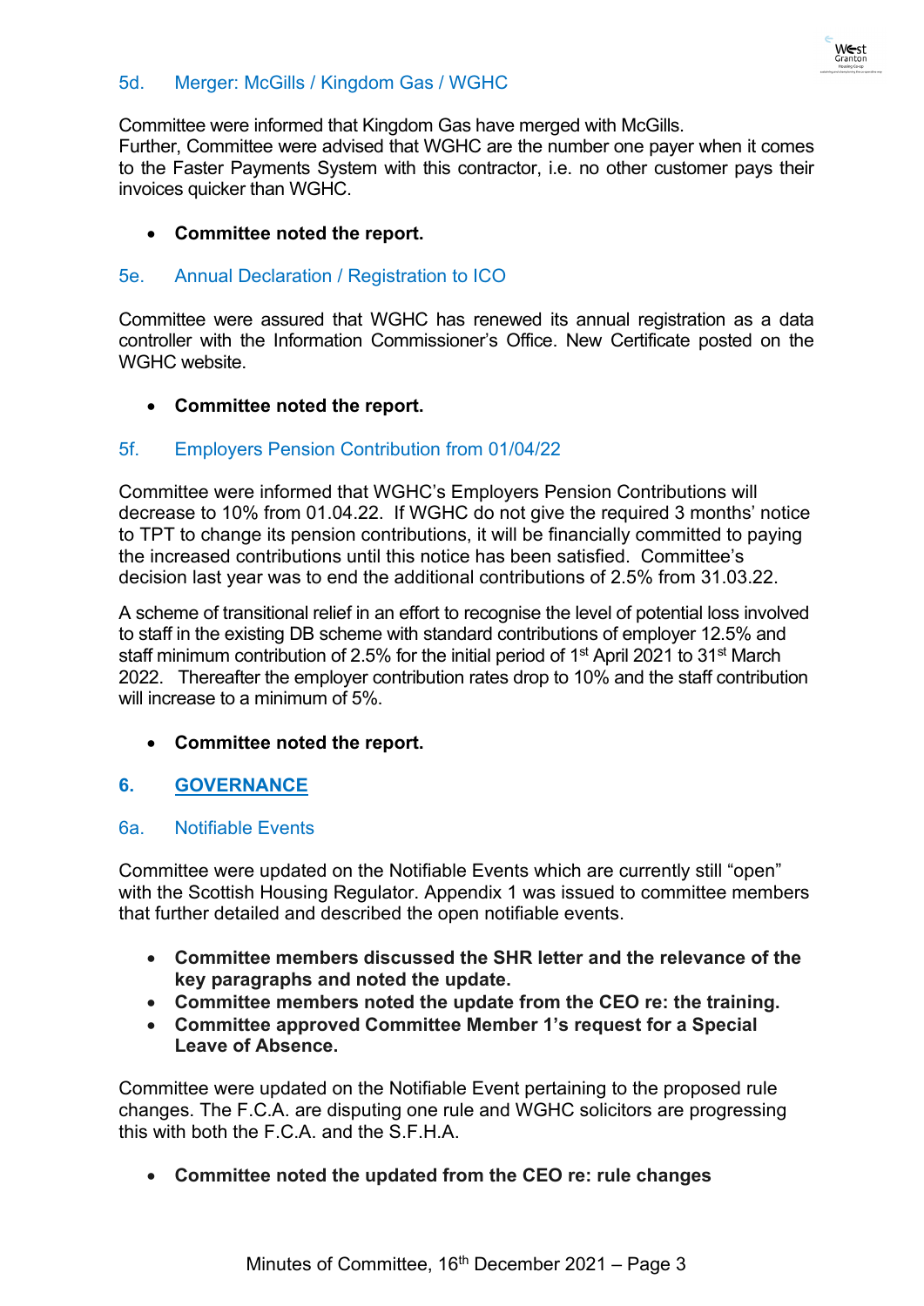### 5d. Merger: McGills / Kingdom Gas / WGHC

Committee were informed that Kingdom Gas have merged with McGills.
Further, Committee were advised that WGHC are the number one payer when it comes to the Faster Payments System with this contractor, i.e. no other customer pays their invoices quicker than WGHC.

- **Committee noted the report.**

### 5e. Annual Declaration / Registration to ICO

Committee were assured that WGHC has renewed its annual registration as a data controller with the Information Commissioner's Office. New Certificate posted on the WGHC website.

- **Committee noted the report.**

### 5f. Employers Pension Contribution from 01/04/22

Committee were informed that WGHC's Employers Pension Contributions will decrease to 10% from 01.04.22. If WGHC do not give the required 3 months' notice to TPT to change its pension contributions, it will be financially committed to paying the increased contributions until this notice has been satisfied. Committee's decision last year was to end the additional contributions of 2.5% from 31.03.22.

A scheme of transitional relief in an effort to recognise the level of potential loss involved to staff in the existing DB scheme with standard contributions of employer 12.5% and staff minimum contribution of 2.5% for the initial period of 1st April 2021 to 31st March 2022. Thereafter the employer contribution rates drop to 10% and the staff contribution will increase to a minimum of 5%.

- **Committee noted the report.**

## 6. GOVERNANCE

### 6a. Notifiable Events

Committee were updated on the Notifiable Events which are currently still "open" with the Scottish Housing Regulator. Appendix 1 was issued to committee members that further detailed and described the open notifiable events.

- **Committee members discussed the SHR letter and the relevance of the key paragraphs and noted the update.**
- **Committee members noted the update from the CEO re: the training.**
- **Committee approved Committee Member 1's request for a Special Leave of Absence.**

Committee were updated on the Notifiable Event pertaining to the proposed rule changes. The F.C.A. are disputing one rule and WGHC solicitors are progressing this with both the F.C.A. and the S.F.H.A.

- **Committee noted the updated from the CEO re: rule changes**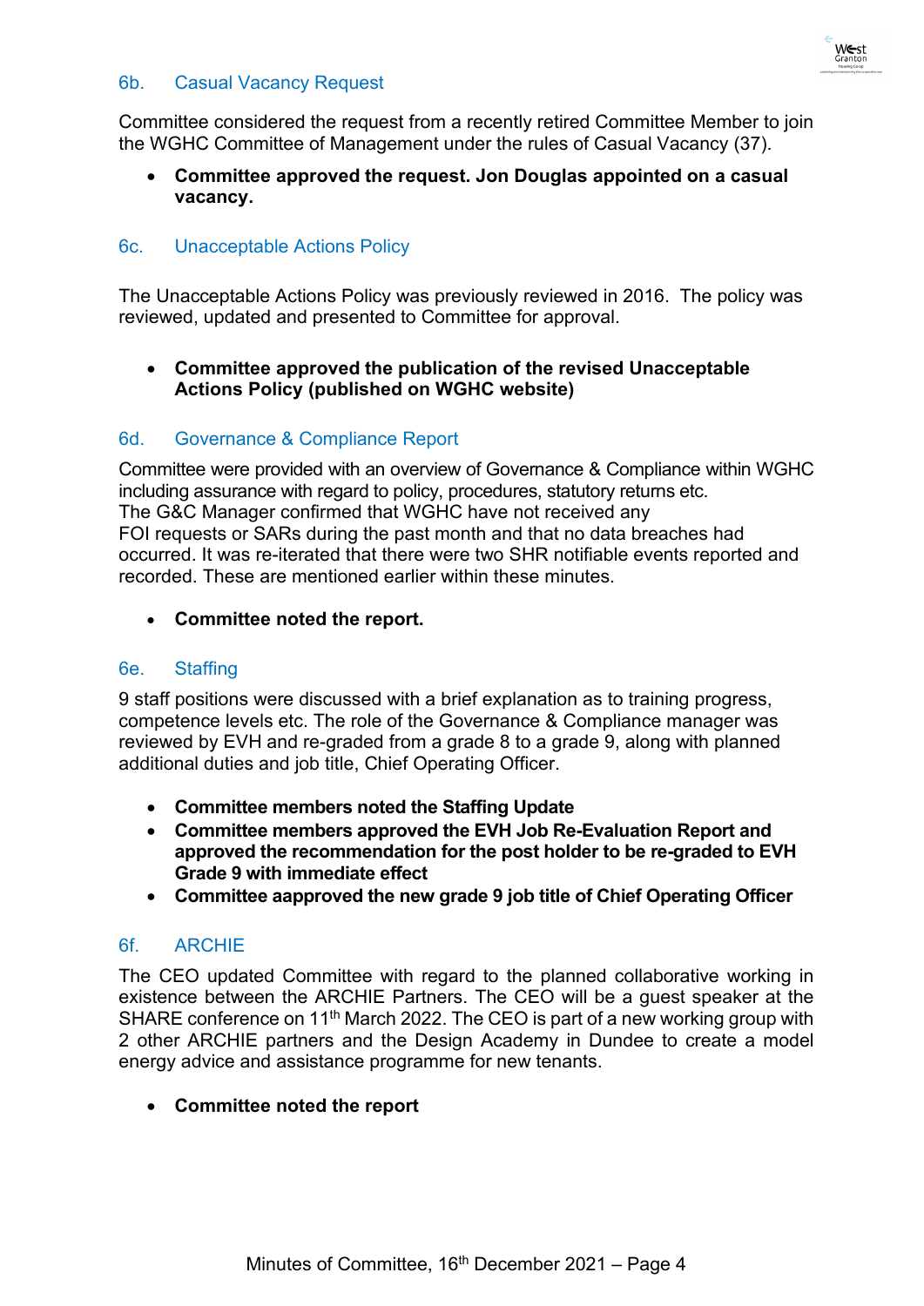## 6b. Casual Vacancy Request

Committee considered the request from a recently retired Committee Member to join the WGHC Committee of Management under the rules of Casual Vacancy (37).

- **Committee approved the request. Jon Douglas appointed on a casual vacancy.**

## 6c. Unacceptable Actions Policy

The Unacceptable Actions Policy was previously reviewed in 2016. The policy was reviewed, updated and presented to Committee for approval.

- **Committee approved the publication of the revised Unacceptable Actions Policy (published on WGHC website)**

## 6d. Governance & Compliance Report

Committee were provided with an overview of Governance & Compliance within WGHC including assurance with regard to policy, procedures, statutory returns etc.
The G&C Manager confirmed that WGHC have not received any
FOI requests or SARs during the past month and that no data breaches had occurred. It was re-iterated that there were two SHR notifiable events reported and recorded. These are mentioned earlier within these minutes.

- **Committee noted the report.**

## 6e. Staffing

9 staff positions were discussed with a brief explanation as to training progress, competence levels etc. The role of the Governance & Compliance manager was reviewed by EVH and re-graded from a grade 8 to a grade 9, along with planned additional duties and job title, Chief Operating Officer.

- **Committee members noted the Staffing Update**
- **Committee members approved the EVH Job Re-Evaluation Report and approved the recommendation for the post holder to be re-graded to EVH Grade 9 with immediate effect**
- **Committee aapproved the new grade 9 job title of Chief Operating Officer**

## 6f. ARCHIE

The CEO updated Committee with regard to the planned collaborative working in existence between the ARCHIE Partners. The CEO will be a guest speaker at the SHARE conference on 11th March 2022. The CEO is part of a new working group with 2 other ARCHIE partners and the Design Academy in Dundee to create a model energy advice and assistance programme for new tenants.

- **Committee noted the report**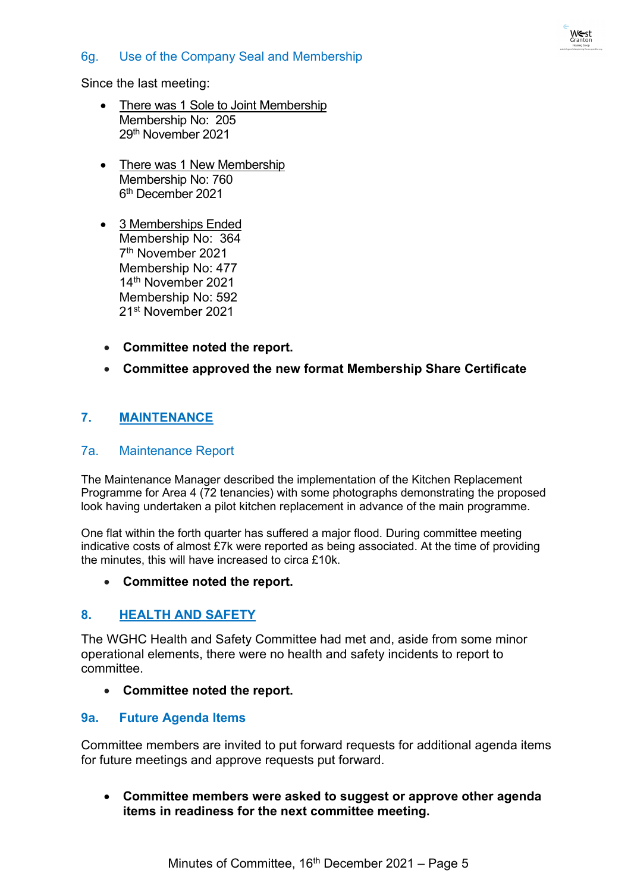### 6g. Use of the Company Seal and Membership

Since the last meeting:

- <u>There was 1 Sole to Joint Membership</u>
  Membership No: 205
  29th November 2021

- <u>There was 1 New Membership</u>
  Membership No: 760
  6th December 2021

- <u>3 Memberships Ended</u>
  Membership No: 364
  7th November 2021
  Membership No: 477
  14th November 2021
  Membership No: 592
  21st November 2021

- **Committee noted the report.**
- **Committee approved the new format Membership Share Certificate**

## 7. MAINTENANCE

### 7a. Maintenance Report

The Maintenance Manager described the implementation of the Kitchen Replacement Programme for Area 4 (72 tenancies) with some photographs demonstrating the proposed look having undertaken a pilot kitchen replacement in advance of the main programme.

One flat within the forth quarter has suffered a major flood. During committee meeting indicative costs of almost £7k were reported as being associated. At the time of providing the minutes, this will have increased to circa £10k.

- **Committee noted the report.**

## 8. HEALTH AND SAFETY

The WGHC Health and Safety Committee had met and, aside from some minor operational elements, there were no health and safety incidents to report to committee.

- **Committee noted the report.**

### 9a. Future Agenda Items

Committee members are invited to put forward requests for additional agenda items for future meetings and approve requests put forward.

- **Committee members were asked to suggest or approve other agenda items in readiness for the next committee meeting.**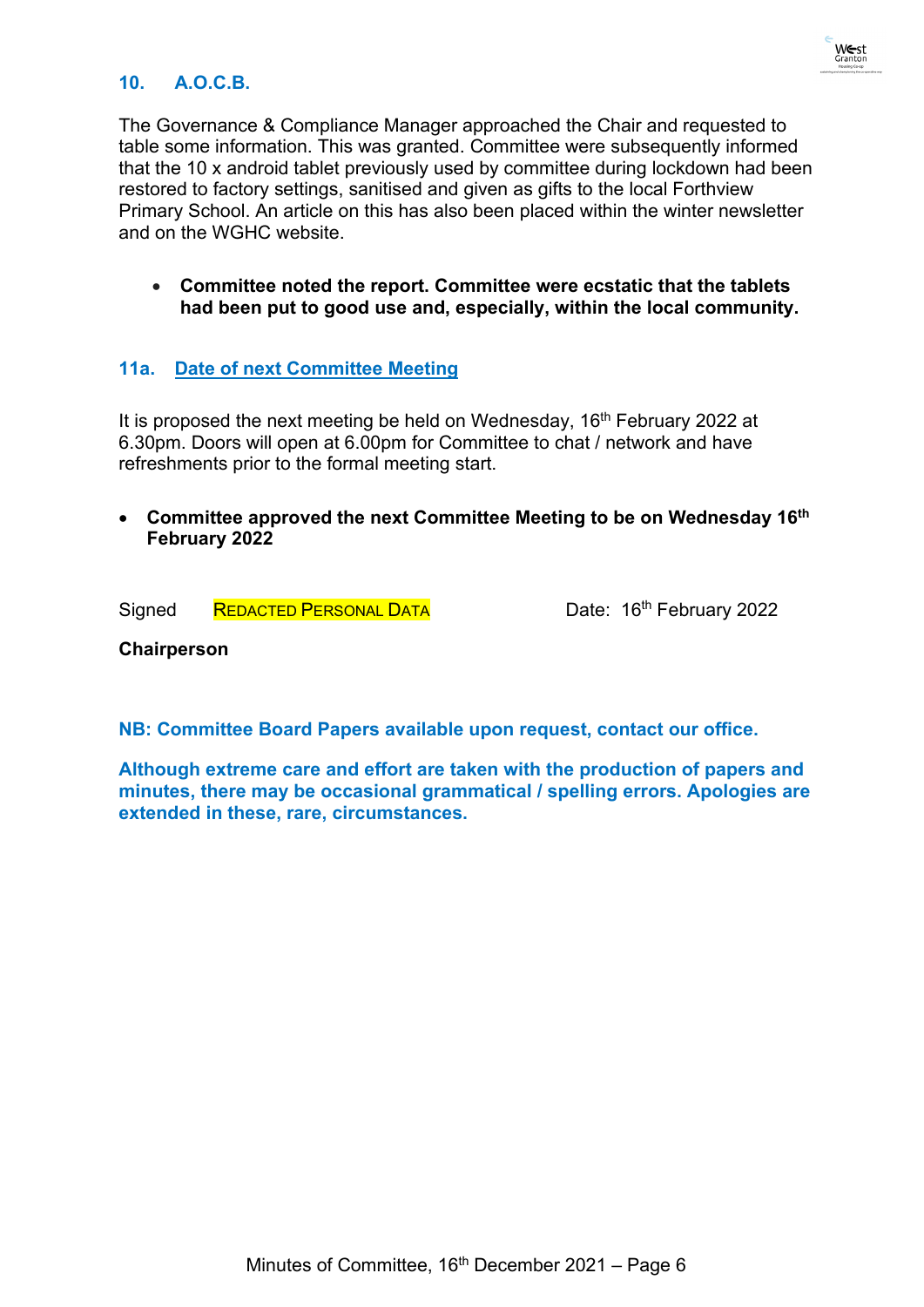## 10. A.O.C.B.

The Governance & Compliance Manager approached the Chair and requested to table some information. This was granted. Committee were subsequently informed that the 10 x android tablet previously used by committee during lockdown had been restored to factory settings, sanitised and given as gifts to the local Forthview Primary School. An article on this has also been placed within the winter newsletter and on the WGHC website.

- **Committee noted the report. Committee were ecstatic that the tablets had been put to good use and, especially, within the local community.**

## 11a. Date of next Committee Meeting

It is proposed the next meeting be held on Wednesday, 16th February 2022 at 6.30pm. Doors will open at 6.00pm for Committee to chat / network and have refreshments prior to the formal meeting start.

- **Committee approved the next Committee Meeting to be on Wednesday 16th February 2022**

Signed REDACTED PERSONAL DATA Date: 16th February 2022

**Chairperson**

**NB: Committee Board Papers available upon request, contact our office.**

**Although extreme care and effort are taken with the production of papers and minutes, there may be occasional grammatical / spelling errors. Apologies are extended in these, rare, circumstances.**